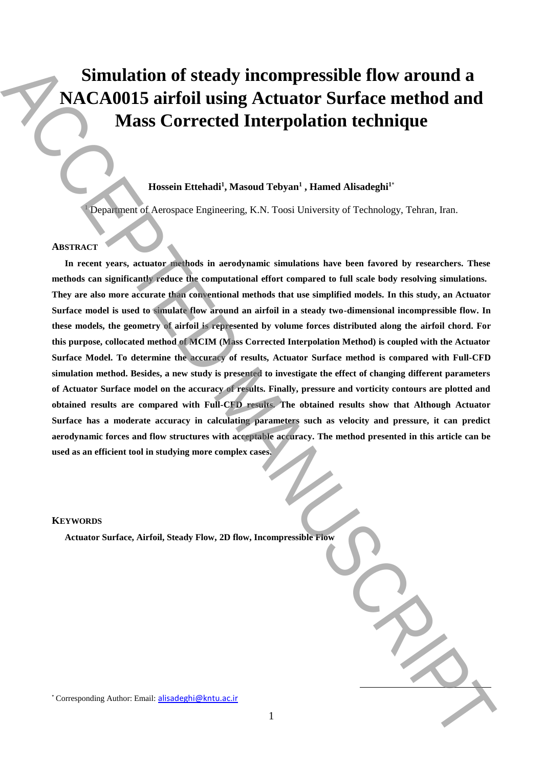# Simulation of steady incompressible flow around a NACA0015 airfoil using Actuator Surface method and Mass Corrected Interpolation technique

**Hossein Ettehadi[1], Masoud Tebyan[1], Hamed Alisadeghi[1*]**

[1] Department of Aerospace Engineering, K.N. Toosi University of Technology, Tehran, Iran.

## ABSTRACT

**In recent years, actuator methods in aerodynamic simulations have been favored by researchers. These methods can significantly reduce the computational effort compared to full scale body resolving simulations. They are also more accurate than conventional methods that use simplified models. In this study, an Actuator Surface model is used to simulate flow around an airfoil in a steady two-dimensional incompressible flow. In these models, the geometry of airfoil is represented by volume forces distributed along the airfoil chord. For this purpose, collocated method of MCIM (Mass Corrected Interpolation Method) is coupled with the Actuator Surface Model. To determine the accuracy of results, Actuator Surface method is compared with Full-CFD simulation method. Besides, a new study is presented to investigate the effect of changing different parameters of Actuator Surface model on the accuracy of results. Finally, pressure and vorticity contours are plotted and obtained results are compared with Full-CFD results. The obtained results show that Although Actuator Surface has a moderate accuracy in calculating parameters such as velocity and pressure, it can predict aerodynamic forces and flow structures with acceptable accuracy. The method presented in this article can be used as an efficient tool in studying more complex cases.**

## KEYWORDS

**Actuator Surface, Airfoil, Steady Flow, 2D flow, Incompressible Flow**

[*] Corresponding Author: Email: alisadeghi@kntu.ac.ir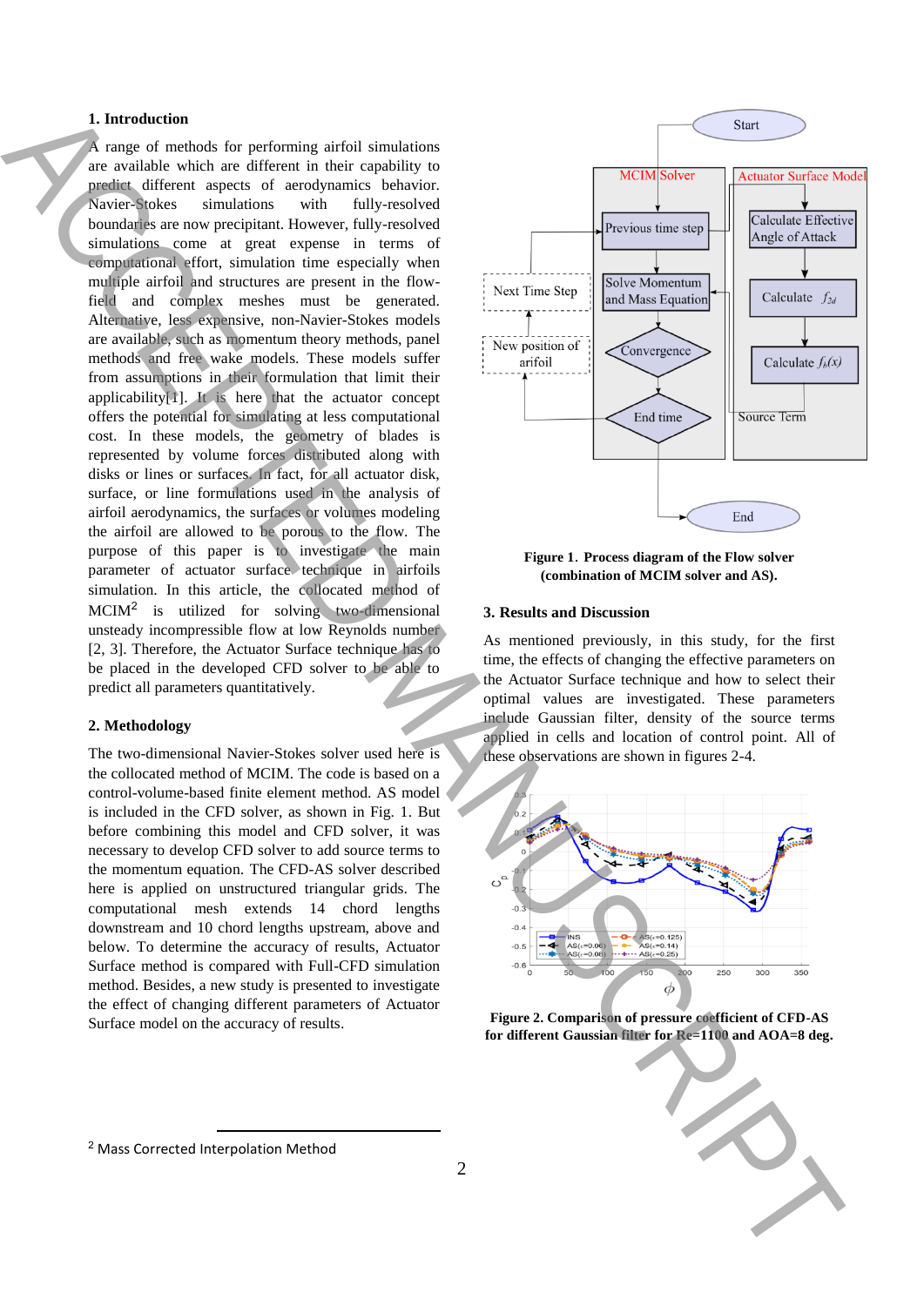## 1. Introduction

A range of methods for performing airfoil simulations are available which are different in their capability to predict different aspects of aerodynamics behavior. Navier-Stokes simulations with fully-resolved boundaries are now precipitant. However, fully-resolved simulations come at great expense in terms of computational effort, simulation time especially when multiple airfoil and structures are present in the flow-field and complex meshes must be generated. Alternative, less expensive, non-Navier-Stokes models are available, such as momentum theory methods, panel methods and free wake models. These models suffer from assumptions in their formulation that limit their applicability[1]. It is here that the actuator concept offers the potential for simulating at less computational cost. In these models, the geometry of blades is represented by volume forces distributed along with disks or lines or surfaces. In fact, for all actuator disk, surface, or line formulations used in the analysis of airfoil aerodynamics, the surfaces or volumes modeling the airfoil are allowed to be porous to the flow. The purpose of this paper is to investigate the main parameter of actuator surface technique in airfoils simulation. In this article, the collocated method of MCIM[2] is utilized for solving two-dimensional unsteady incompressible flow at low Reynolds number [2, 3]. Therefore, the Actuator Surface technique has to be placed in the developed CFD solver to be able to predict all parameters quantitatively.

## 2. Methodology

The two-dimensional Navier-Stokes solver used here is the collocated method of MCIM. The code is based on a control-volume-based finite element method. AS model is included in the CFD solver, as shown in Fig. 1. But before combining this model and CFD solver, it was necessary to develop CFD solver to add source terms to the momentum equation. The CFD-AS solver described here is applied on unstructured triangular grids. The computational mesh extends 14 chord lengths downstream and 10 chord lengths upstream, above and below. To determine the accuracy of results, Actuator Surface method is compared with Full-CFD simulation method. Besides, a new study is presented to investigate the effect of changing different parameters of Actuator Surface model on the accuracy of results.

**Figure 1. Process diagram of the Flow solver (combination of MCIM solver and AS).**

## 3. Results and Discussion

As mentioned previously, in this study, for the first time, the effects of changing the effective parameters on the Actuator Surface technique and how to select their optimal values are investigated. These parameters include Gaussian filter, density of the source terms applied in cells and location of control point. All of these observations are shown in figures 2-4.

**Figure 2. Comparison of pressure coefficient of CFD-AS for different Gaussian filter for Re=1100 and AOA=8 deg.**

[2] Mass Corrected Interpolation Method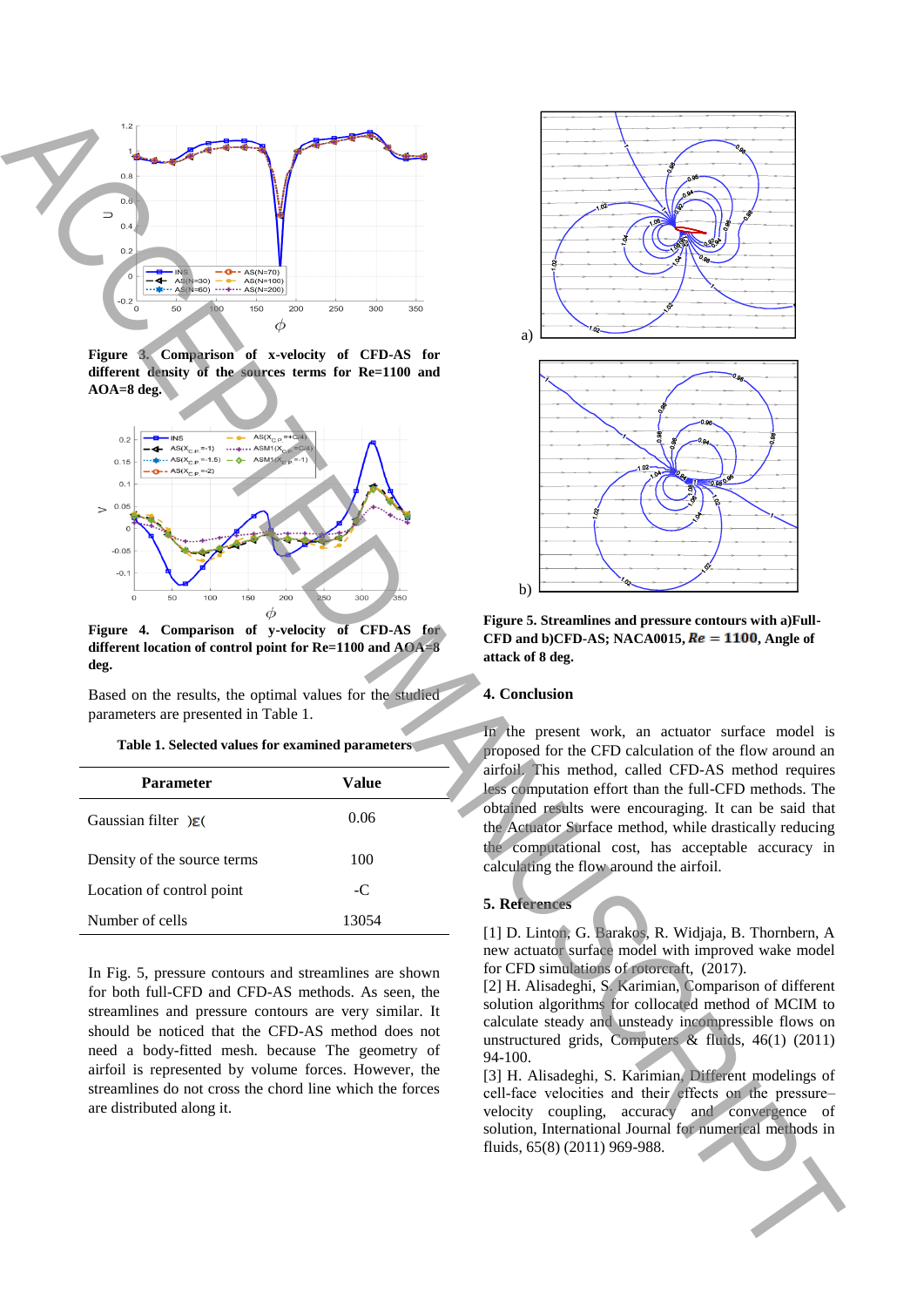1.2

1

0.8

0.6

U

0.4

0.2

0

-0.2

0 50 100 150 200 250 300 350

$\phi$

INS
AS(N=30)
AS(N=60)
AS(N=70)
AS(N=100)
AS(N=200)

**Figure 3. Comparison of x-velocity of CFD-AS for different density of the sources terms for Re=1100 and AOA=8 deg.**

0.2

0.15

0.1

0.05

V

0

-0.05

-0.1

0 50 100 150 200 250 300 350

$\phi$

INS
AS($X_{C.P}$=-1)
AS($X_{C.P}$=-1.5)
AS($X_{C.P}$=-2)
AS($X_{C.P}$=+C/4)
ASM1($X_{C.P}$=C/4)
ASM1($X_{C.P}$=-1)

**Figure 4. Comparison of y-velocity of CFD-AS for different location of control point for Re=1100 and AOA=8 deg.**

Based on the results, the optimal values for the studied parameters are presented in Table 1.

**Table 1. Selected values for examined parameters**

| Parameter | Value |
|---|---|
| Gaussian filter $(\varepsilon)$ | 0.06 |
| Density of the source terms | 100 |
| Location of control point | -C |
| Number of cells | 13054 |

In Fig. 5, pressure contours and streamlines are shown for both full-CFD and CFD-AS methods. As seen, the streamlines and pressure contours are very similar. It should be noticed that the CFD-AS method does not need a body-fitted mesh. because The geometry of airfoil is represented by volume forces. However, the streamlines do not cross the chord line which the forces are distributed along it.

a)

b)

**Figure 5. Streamlines and pressure contours with a)Full-CFD and b)CFD-AS; NACA0015, $Re = 1100$, Angle of attack of 8 deg.**

## 4. Conclusion

In the present work, an actuator surface model is proposed for the CFD calculation of the flow around an airfoil. This method, called CFD-AS method requires less computation effort than the full-CFD methods. The obtained results were encouraging. It can be said that the Actuator Surface method, while drastically reducing the computational cost, has acceptable accuracy in calculating the flow around the airfoil.

## 5. References

[1] D. Linton, G. Barakos, R. Widjaja, B. Thornbern, A new actuator surface model with improved wake model for CFD simulations of rotorcraft, (2017).

[2] H. Alisadeghi, S. Karimian, Comparison of different solution algorithms for collocated method of MCIM to calculate steady and unsteady incompressible flows on unstructured grids, Computers & fluids, 46(1) (2011) 94-100.

[3] H. Alisadeghi, S. Karimian, Different modelings of cell-face velocities and their effects on the pressure–velocity coupling, accuracy and convergence of solution, International Journal for numerical methods in fluids, 65(8) (2011) 969-988.